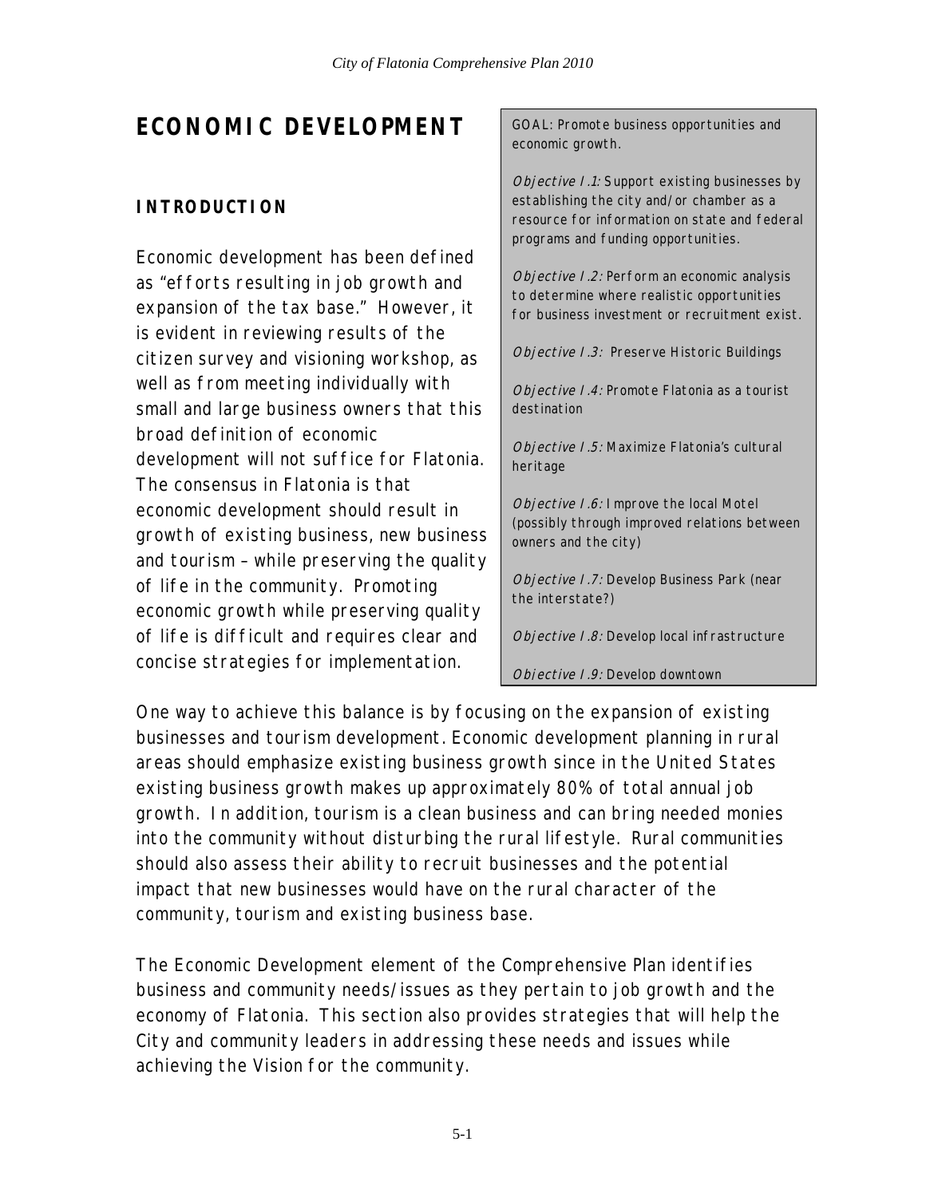# ECONOMIC DEVELOPMENT

## INTRODUCTION

Economic development has been defined as "efforts resulting in job growth and expansion of the tax base." However, it is evident in reviewing results of the citizen survey and visioning workshop, as well as from meeting individually with small and large business owners that this broad definition of economic development will not suffice for Flatonia. The consensus in Flatonia is that economic development should result in growth of existing business, new business and tourism – while preserving the quality of life in the community. Promoting economic growth while preserving quality of life is difficult and requires clear and concise strategies for implementation.

GOAL: Promote business opportunities and economic growth.

*Objective I.1:* Support existing businesses by establishing the city and/or chamber as a resource for information on state and federal programs and funding opportunities.

*Objective I.2:* Perform an economic analysis to determine where realistic opportunities for business investment or recruitment exist.

*Objective I.3:* Preserve Historic Buildings

*Objective I.4:* Promote Flatonia as a tourist destination

*Objective I.5:* Maximize Flatonia's cultural heritage

*Objective I.6:* Improve the local Motel (possibly through improved relations between owners and the city)

*Objective I.7:* Develop Business Park (near the interstate?)

*Objective I.8:* Develop local infrastructure

*Objective I.9:* Develop downtown

One way to achieve this balance is by focusing on the expansion of existing businesses and tourism development. Economic development planning in rural areas should emphasize existing business growth since in the United States existing business growth makes up approximately 80% of total annual job growth. In addition, tourism is a clean business and can bring needed monies into the community without disturbing the rural lifestyle. Rural communities should also assess their ability to recruit businesses and the potential impact that new businesses would have on the rural character of the community, tourism and existing business base.

The Economic Development element of the Comprehensive Plan identifies business and community needs/issues as they pertain to job growth and the economy of Flatonia. This section also provides strategies that will help the City and community leaders in addressing these needs and issues while achieving the Vision for the community.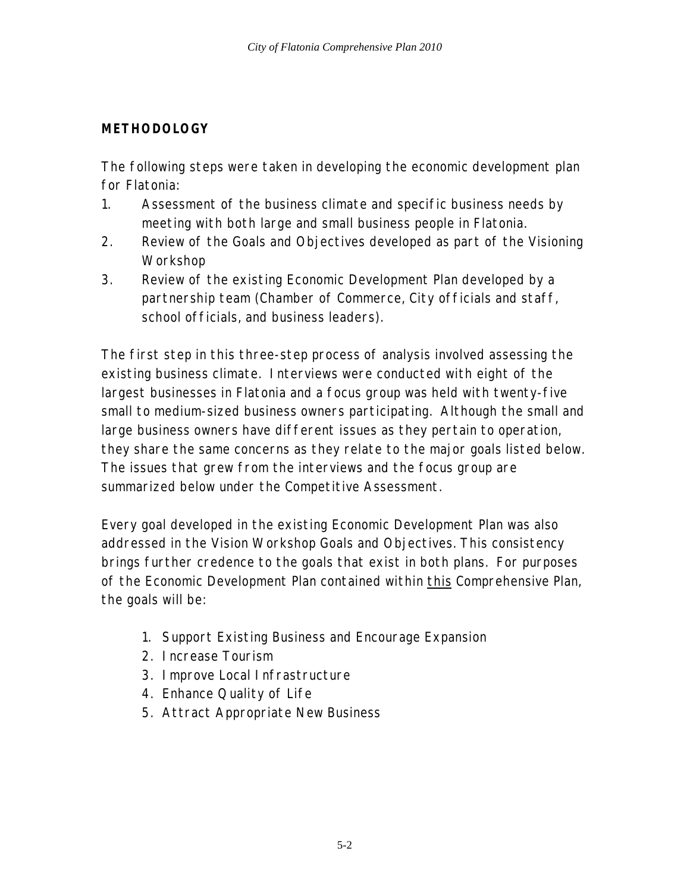## METHODOLOGY

The following steps were taken in developing the economic development plan for Flatonia:

1. Assessment of the business climate and specific business needs by meeting with both large and small business people in Flatonia.
2. Review of the Goals and Objectives developed as part of the Visioning Workshop
3. Review of the existing Economic Development Plan developed by a partnership team (Chamber of Commerce, City officials and staff, school officials, and business leaders).

The first step in this three-step process of analysis involved assessing the existing business climate. Interviews were conducted with eight of the largest businesses in Flatonia and a focus group was held with twenty-five small to medium-sized business owners participating. Although the small and large business owners have different issues as they pertain to operation, they share the same concerns as they relate to the major goals listed below. The issues that grew from the interviews and the focus group are summarized below under the Competitive Assessment.

Every goal developed in the existing Economic Development Plan was also addressed in the Vision Workshop Goals and Objectives. This consistency brings further credence to the goals that exist in both plans. For purposes of the Economic Development Plan contained within <u>this</u> Comprehensive Plan, the goals will be:

1. Support Existing Business and Encourage Expansion
2. Increase Tourism
3. Improve Local Infrastructure
4. Enhance Quality of Life
5. Attract Appropriate New Business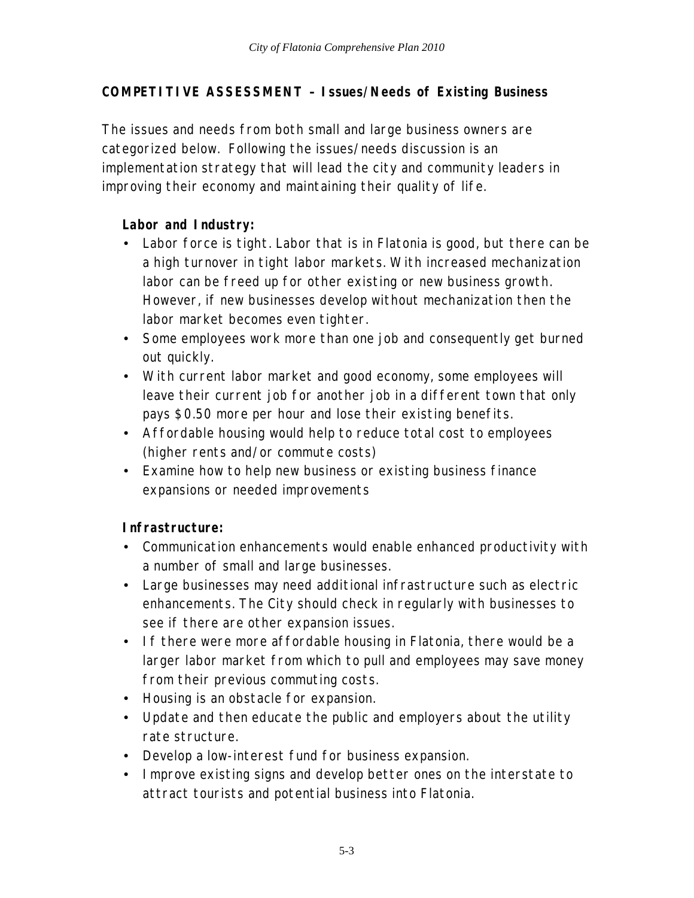## COMPETITIVE ASSESSMENT – Issues/Needs of Existing Business

The issues and needs from both small and large business owners are categorized below. Following the issues/needs discussion is an implementation strategy that will lead the city and community leaders in improving their economy and maintaining their quality of life.

### Labor and Industry:

- Labor force is tight. Labor that is in Flatonia is good, but there can be a high turnover in tight labor markets. With increased mechanization labor can be freed up for other existing or new business growth. However, if new businesses develop without mechanization then the labor market becomes even tighter.
- Some employees work more than one job and consequently get burned out quickly.
- With current labor market and good economy, some employees will leave their current job for another job in a different town that only pays $0.50 more per hour and lose their existing benefits.
- Affordable housing would help to reduce total cost to employees (higher rents and/or commute costs)
- Examine how to help new business or existing business finance expansions or needed improvements

### Infrastructure:

- Communication enhancements would enable enhanced productivity with a number of small and large businesses.
- Large businesses may need additional infrastructure such as electric enhancements. The City should check in regularly with businesses to see if there are other expansion issues.
- If there were more affordable housing in Flatonia, there would be a larger labor market from which to pull and employees may save money from their previous commuting costs.
- Housing is an obstacle for expansion.
- Update and then educate the public and employers about the utility rate structure.
- Develop a low-interest fund for business expansion.
- Improve existing signs and develop better ones on the interstate to attract tourists and potential business into Flatonia.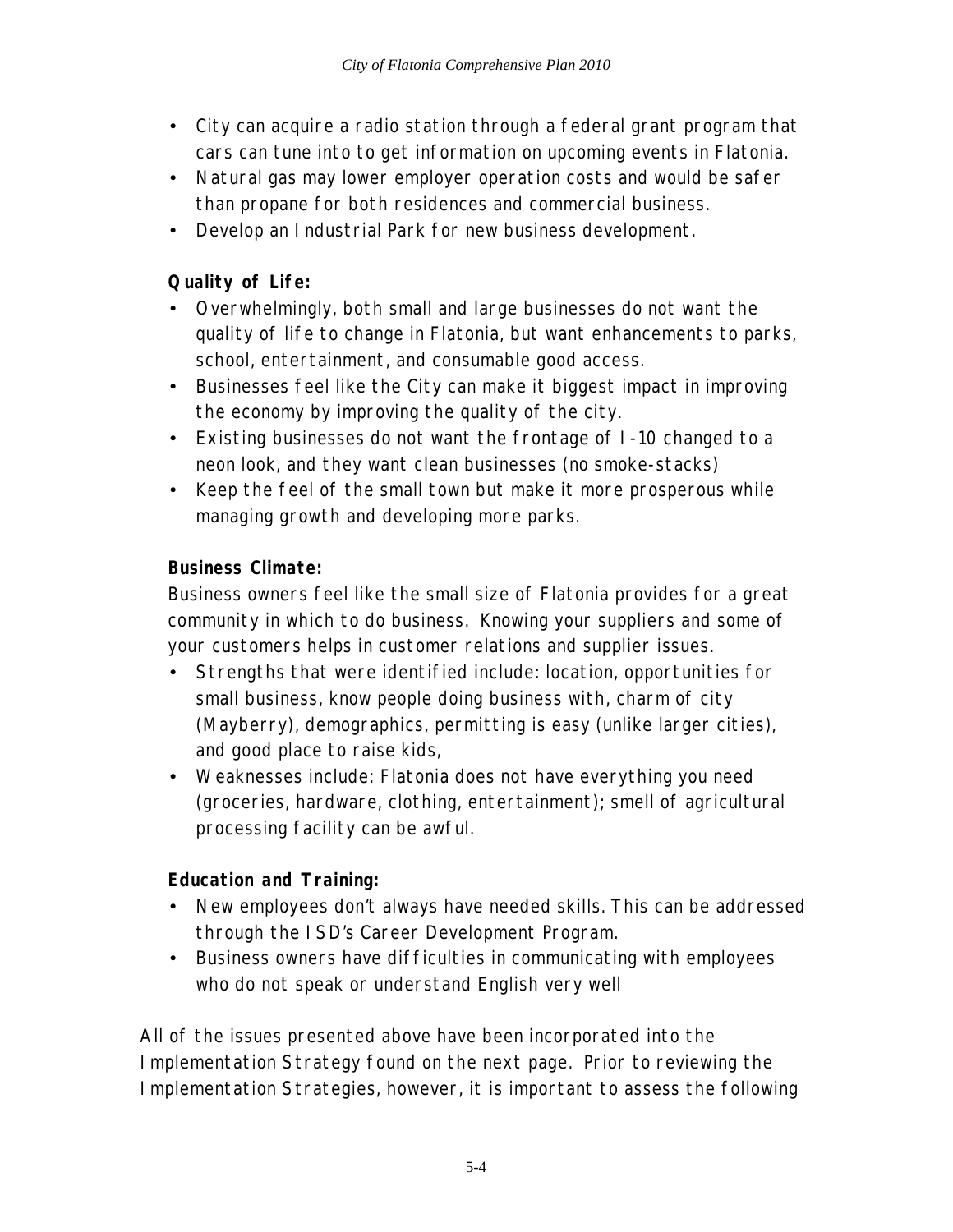- City can acquire a radio station through a federal grant program that cars can tune into to get information on upcoming events in Flatonia.
- Natural gas may lower employer operation costs and would be safer than propane for both residences and commercial business.
- Develop an Industrial Park for new business development.

**Quality of Life:**

- Overwhelmingly, both small and large businesses do not want the quality of life to change in Flatonia, but want enhancements to parks, school, entertainment, and consumable good access.
- Businesses feel like the City can make it biggest impact in improving the economy by improving the quality of the city.
- Existing businesses do not want the frontage of I-10 changed to a neon look, and they want clean businesses (no smoke-stacks)
- Keep the feel of the small town but make it more prosperous while managing growth and developing more parks.

**Business Climate:**

Business owners feel like the small size of Flatonia provides for a great community in which to do business. Knowing your suppliers and some of your customers helps in customer relations and supplier issues.

- Strengths that were identified include: location, opportunities for small business, know people doing business with, charm of city (Mayberry), demographics, permitting is easy (unlike larger cities), and good place to raise kids,
- Weaknesses include: Flatonia does not have everything you need (groceries, hardware, clothing, entertainment); smell of agricultural processing facility can be awful.

**Education and Training:**

- New employees don't always have needed skills. This can be addressed through the ISD's Career Development Program.
- Business owners have difficulties in communicating with employees who do not speak or understand English very well

All of the issues presented above have been incorporated into the Implementation Strategy found on the next page. Prior to reviewing the Implementation Strategies, however, it is important to assess the following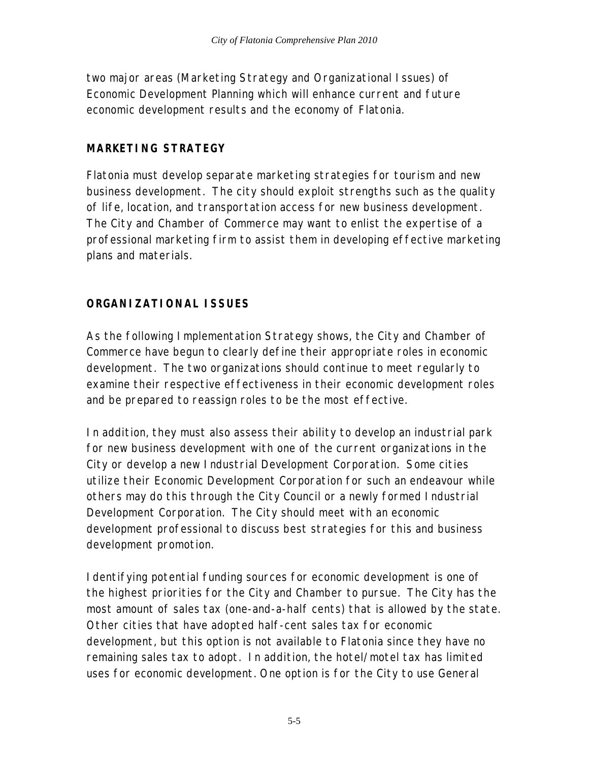two major areas (Marketing Strategy and Organizational Issues) of Economic Development Planning which will enhance current and future economic development results and the economy of Flatonia.

## MARKETING STRATEGY

Flatonia must develop separate marketing strategies for tourism and new business development. The city should exploit strengths such as the quality of life, location, and transportation access for new business development. The City and Chamber of Commerce may want to enlist the expertise of a professional marketing firm to assist them in developing effective marketing plans and materials.

## ORGANIZATIONAL ISSUES

As the following Implementation Strategy shows, the City and Chamber of Commerce have begun to clearly define their appropriate roles in economic development. The two organizations should continue to meet regularly to examine their respective effectiveness in their economic development roles and be prepared to reassign roles to be the most effective.

In addition, they must also assess their ability to develop an industrial park for new business development with one of the current organizations in the City or develop a new Industrial Development Corporation. Some cities utilize their Economic Development Corporation for such an endeavour while others may do this through the City Council or a newly formed Industrial Development Corporation. The City should meet with an economic development professional to discuss best strategies for this and business development promotion.

Identifying potential funding sources for economic development is one of the highest priorities for the City and Chamber to pursue. The City has the most amount of sales tax (one-and-a-half cents) that is allowed by the state. Other cities that have adopted half-cent sales tax for economic development, but this option is not available to Flatonia since they have no remaining sales tax to adopt. In addition, the hotel/motel tax has limited uses for economic development. One option is for the City to use General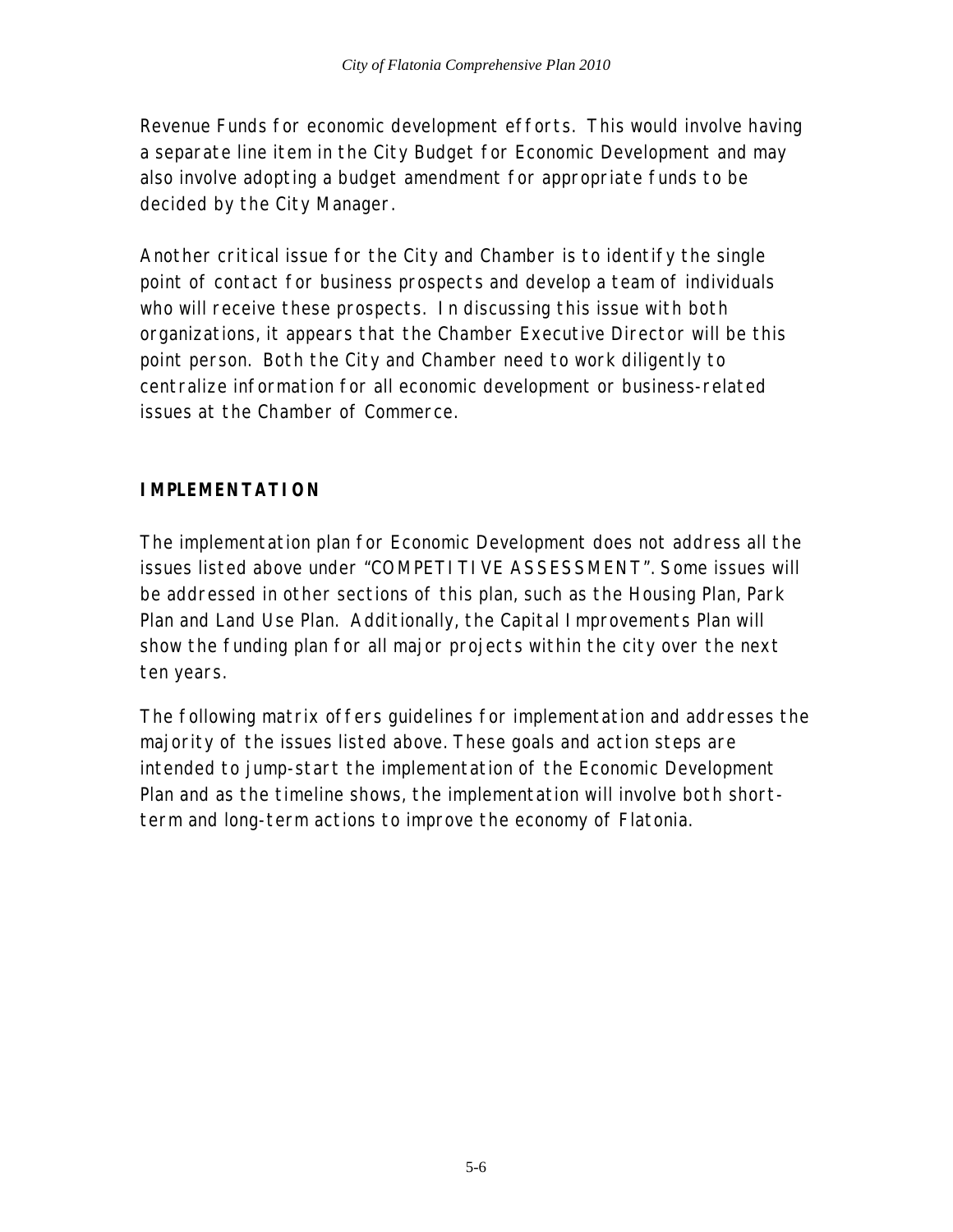Revenue Funds for economic development efforts. This would involve having a separate line item in the City Budget for Economic Development and may also involve adopting a budget amendment for appropriate funds to be decided by the City Manager.

Another critical issue for the City and Chamber is to identify the single point of contact for business prospects and develop a team of individuals who will receive these prospects. In discussing this issue with both organizations, it appears that the Chamber Executive Director will be this point person. Both the City and Chamber need to work diligently to centralize information for all economic development or business-related issues at the Chamber of Commerce.

## IMPLEMENTATION

The implementation plan for Economic Development does not address all the issues listed above under "COMPETITIVE ASSESSMENT". Some issues will be addressed in other sections of this plan, such as the Housing Plan, Park Plan and Land Use Plan. Additionally, the Capital Improvements Plan will show the funding plan for all major projects within the city over the next ten years.

The following matrix offers guidelines for implementation and addresses the majority of the issues listed above. These goals and action steps are intended to jump-start the implementation of the Economic Development Plan and as the timeline shows, the implementation will involve both short-term and long-term actions to improve the economy of Flatonia.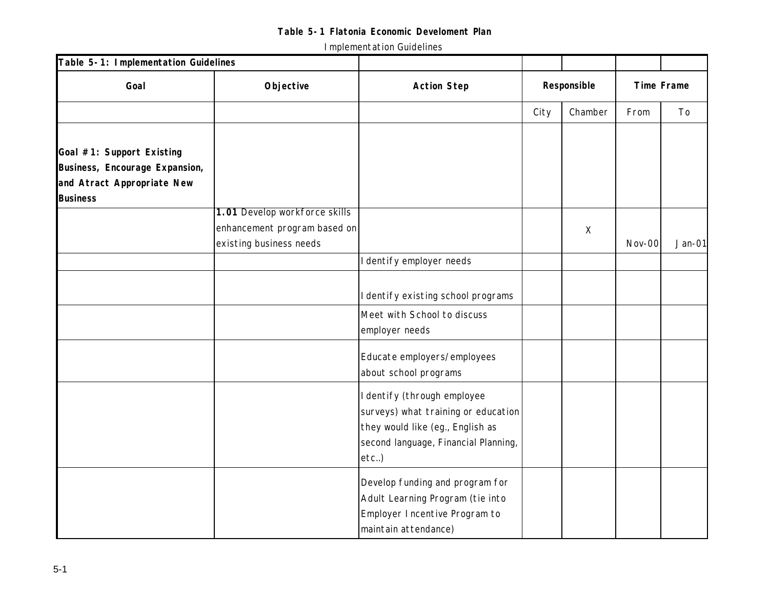**Table 5-1 Flatonia Economic Develoment Plan**

Implementation Guidelines

| Table 5-1: Implementation Guidelines | | | | | | |
|---|---|---|---|---|---|---|
| **Goal** | **Objective** | **Action Step** | **Responsible** | | **Time Frame** | |
| | | | City | Chamber | From | To |
| **Goal #1: Support Existing Business, Encourage Expansion, and Atract Appropriate New Business** | | | | | | |
| | **1.01** Develop workforce skills enhancement program based on existing business needs | | | X | Nov-00 | Jan-01 |
| | | Identify employer needs | | | | |
| | | Identify existing school programs | | | | |
| | | Meet with School to discuss employer needs | | | | |
| | | Educate employers/employees about school programs | | | | |
| | | Identify (through employee surveys) what training or education they would like (eg., English as second language, Financial Planning, etc..) | | | | |
| | | Develop funding and program for Adult Learning Program (tie into Employer Incentive Program to maintain attendance) | | | | |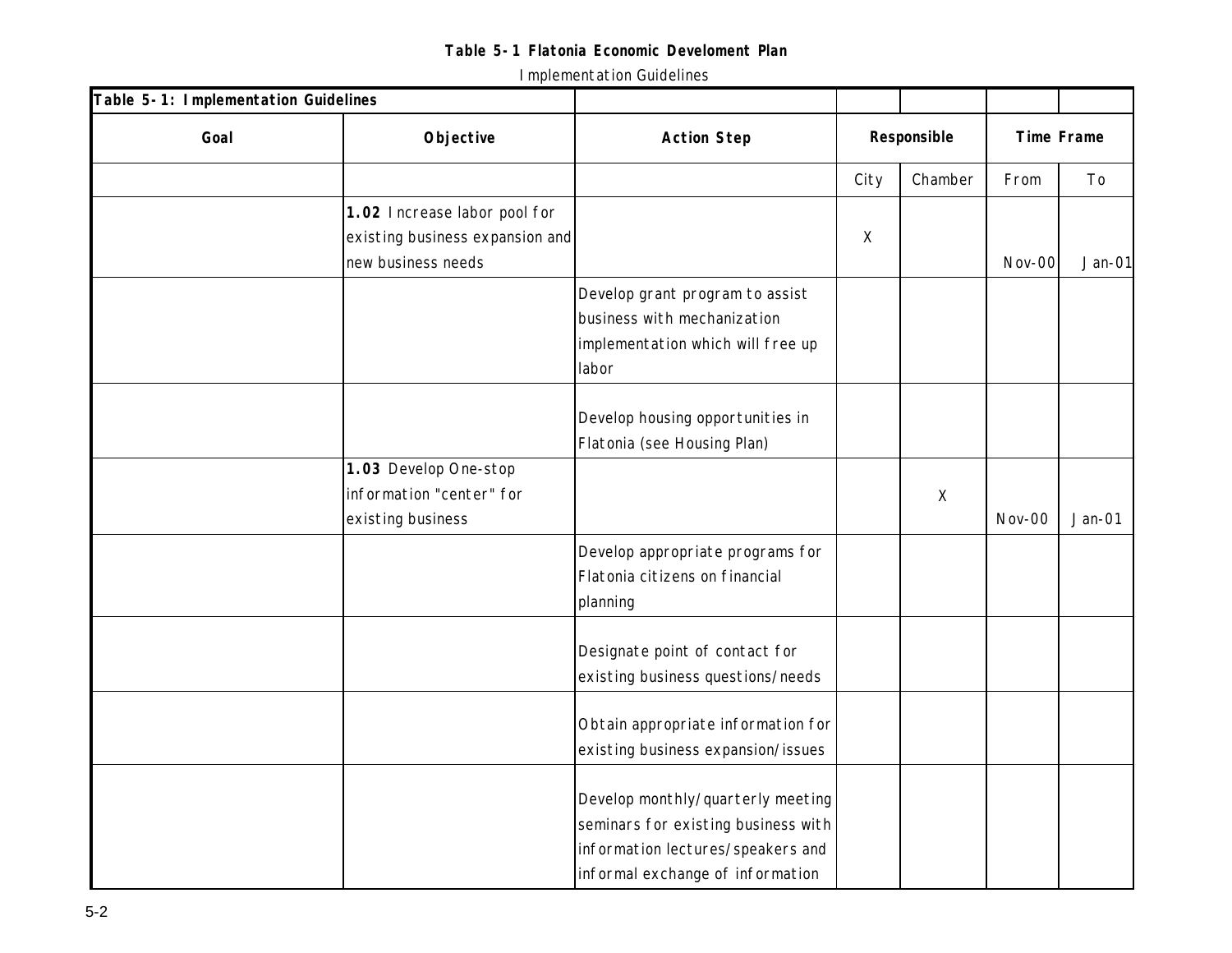**Table 5-1 Flatonia Economic Develoment Plan**

Implementation Guidelines

| **Table 5-1: Implementation Guidelines** | | | | | | |
|---|---|---|---|---|---|---|
| **Goal** | **Objective** | **Action Step** | **Responsible** | | **Time Frame** | |
| | | | City | Chamber | From | To |
| | **1.02** Increase labor pool for existing business expansion and new business needs | | X | | Nov-00 | Jan-01 |
| | | Develop grant program to assist business with mechanization implementation which will free up labor | | | | |
| | | Develop housing opportunities in Flatonia (see Housing Plan) | | | | |
| | **1.03** Develop One-stop information "center" for existing business | | | X | Nov-00 | Jan-01 |
| | | Develop appropriate programs for Flatonia citizens on financial planning | | | | |
| | | Designate point of contact for existing business questions/needs | | | | |
| | | Obtain appropriate information for existing business expansion/issues | | | | |
| | | Develop monthly/quarterly meeting seminars for existing business with information lectures/speakers and informal exchange of information | | | | |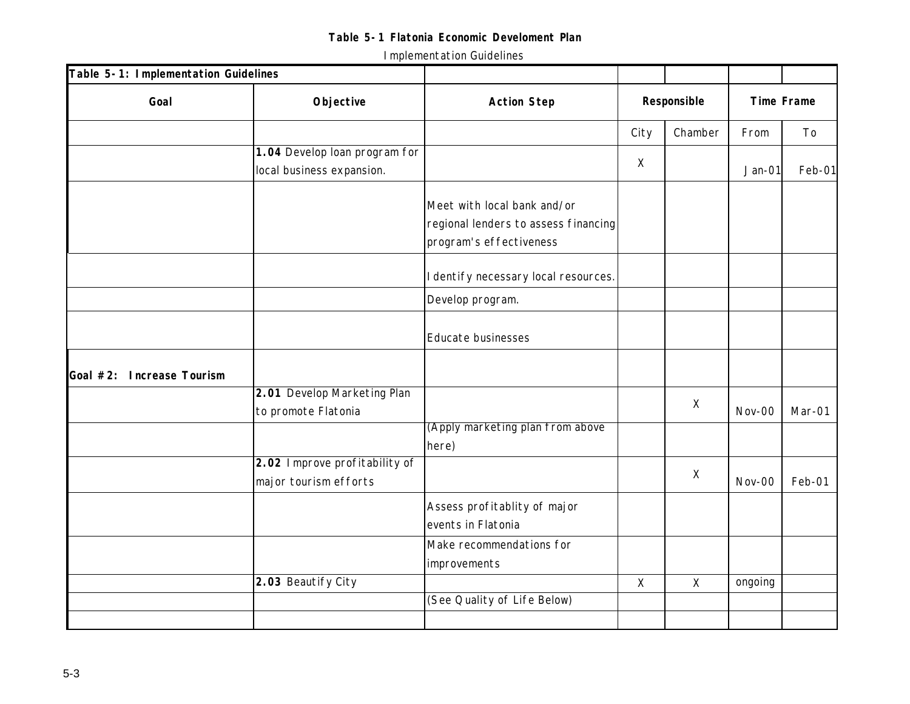**Table 5-1 Flatonia Economic Develoment Plan**

Implementation Guidelines

| **Table 5-1: Implementation Guidelines** | | | | | | |
|---|---|---|---|---|---|---|
| **Goal** | **Objective** | **Action Step** | **Responsible** | | **Time Frame** | |
| | | | City | Chamber | From | To |
| | **1.04** Develop loan program for local business expansion. | | X | | Jan-01 | Feb-01 |
| | | Meet with local bank and/or regional lenders to assess financing program's effectiveness | | | | |
| | | Identify necessary local resources. | | | | |
| | | Develop program. | | | | |
| | | Educate businesses | | | | |
| **Goal #2: Increase Tourism** | | | | | | |
| | **2.01** Develop Marketing Plan to promote Flatonia | | | X | Nov-00 | Mar-01 |
| | | (Apply marketing plan from above here) | | | | |
| | **2.02** Improve profitability of major tourism efforts | | | X | Nov-00 | Feb-01 |
| | | Assess profitablity of major events in Flatonia | | | | |
| | | Make recommendations for improvements | | | | |
| | **2.03** Beautify City | | X | X | ongoing | |
| | | (See Quality of Life Below) | | | | |
| | | | | | | |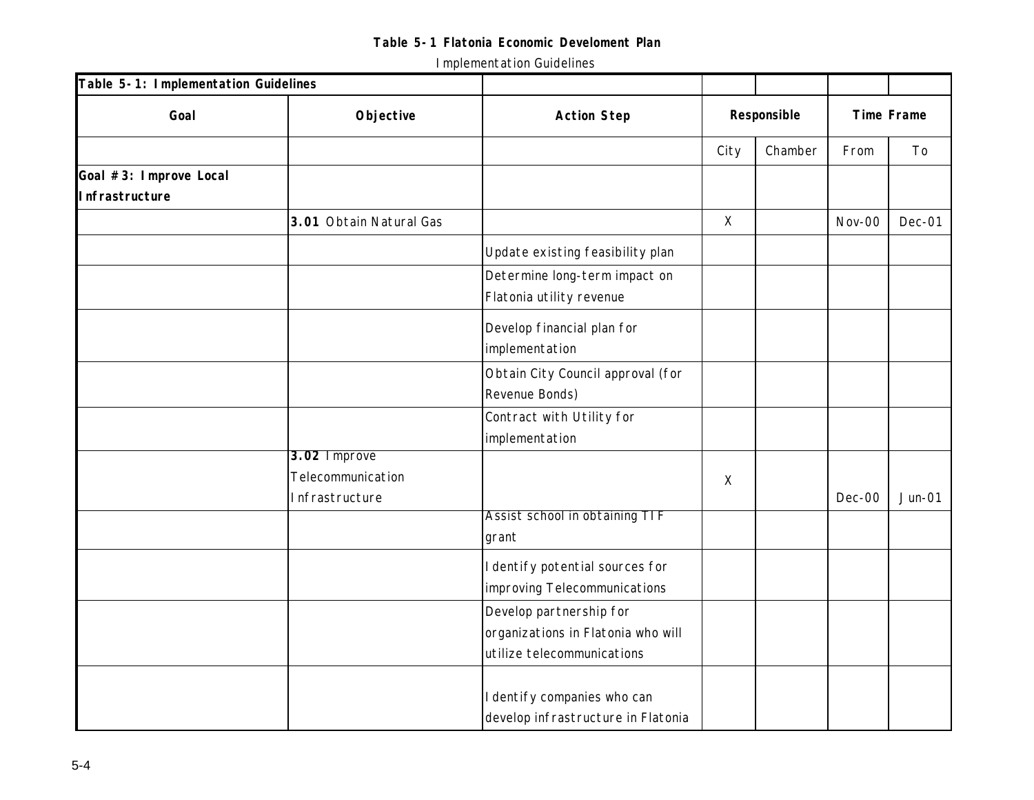**Table 5-1 Flatonia Economic Develoment Plan**

Implementation Guidelines

| **Table 5-1: Implementation Guidelines** | | | | | | |
|---|---|---|---|---|---|---|
| **Goal** | **Objective** | **Action Step** | **Responsible** | | **Time Frame** | |
| | | | City | Chamber | From | To |
| **Goal #3: Improve Local Infrastructure** | | | | | | |
| | **3.01** Obtain Natural Gas | | X | | Nov-00 | Dec-01 |
| | | Update existing feasibility plan | | | | |
| | | Determine long-term impact on Flatonia utility revenue | | | | |
| | | Develop financial plan for implementation | | | | |
| | | Obtain City Council approval (for Revenue Bonds) | | | | |
| | | Contract with Utility for implementation | | | | |
| | **3.02** Improve Telecommunication Infrastructure | | X | | Dec-00 | Jun-01 |
| | | Assist school in obtaining TIF grant | | | | |
| | | Identify potential sources for improving Telecommunications | | | | |
| | | Develop partnership for organizations in Flatonia who will utilize telecommunications | | | | |
| | | Identify companies who can develop infrastructure in Flatonia | | | | |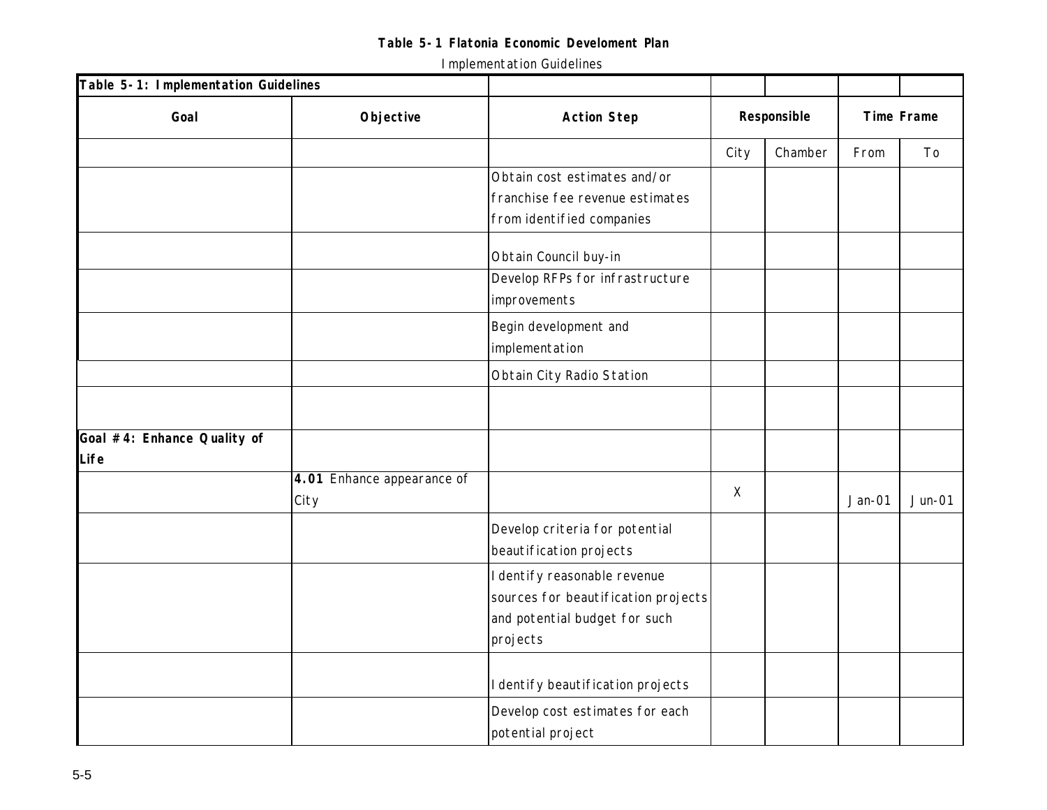**Table 5-1 Flatonia Economic Develoment Plan**

Implementation Guidelines

| Table 5-1: Implementation Guidelines | | | | | | |
|---|---|---|---|---|---|---|
| **Goal** | **Objective** | **Action Step** | **Responsible** | | **Time Frame** | |
| | | | City | Chamber | From | To |
| | | Obtain cost estimates and/or franchise fee revenue estimates from identified companies | | | | |
| | | Obtain Council buy-in | | | | |
| | | Develop RFPs for infrastructure improvements | | | | |
| | | Begin development and implementation | | | | |
| | | Obtain City Radio Station | | | | |
| | | | | | | |
| **Goal #4: Enhance Quality of Life** | | | | | | |
| | **4.01** Enhance appearance of City | | X | | Jan-01 | Jun-01 |
| | | Develop criteria for potential beautification projects | | | | |
| | | Identify reasonable revenue sources for beautification projects and potential budget for such projects | | | | |
| | | Identify beautification projects | | | | |
| | | Develop cost estimates for each potential project | | | | |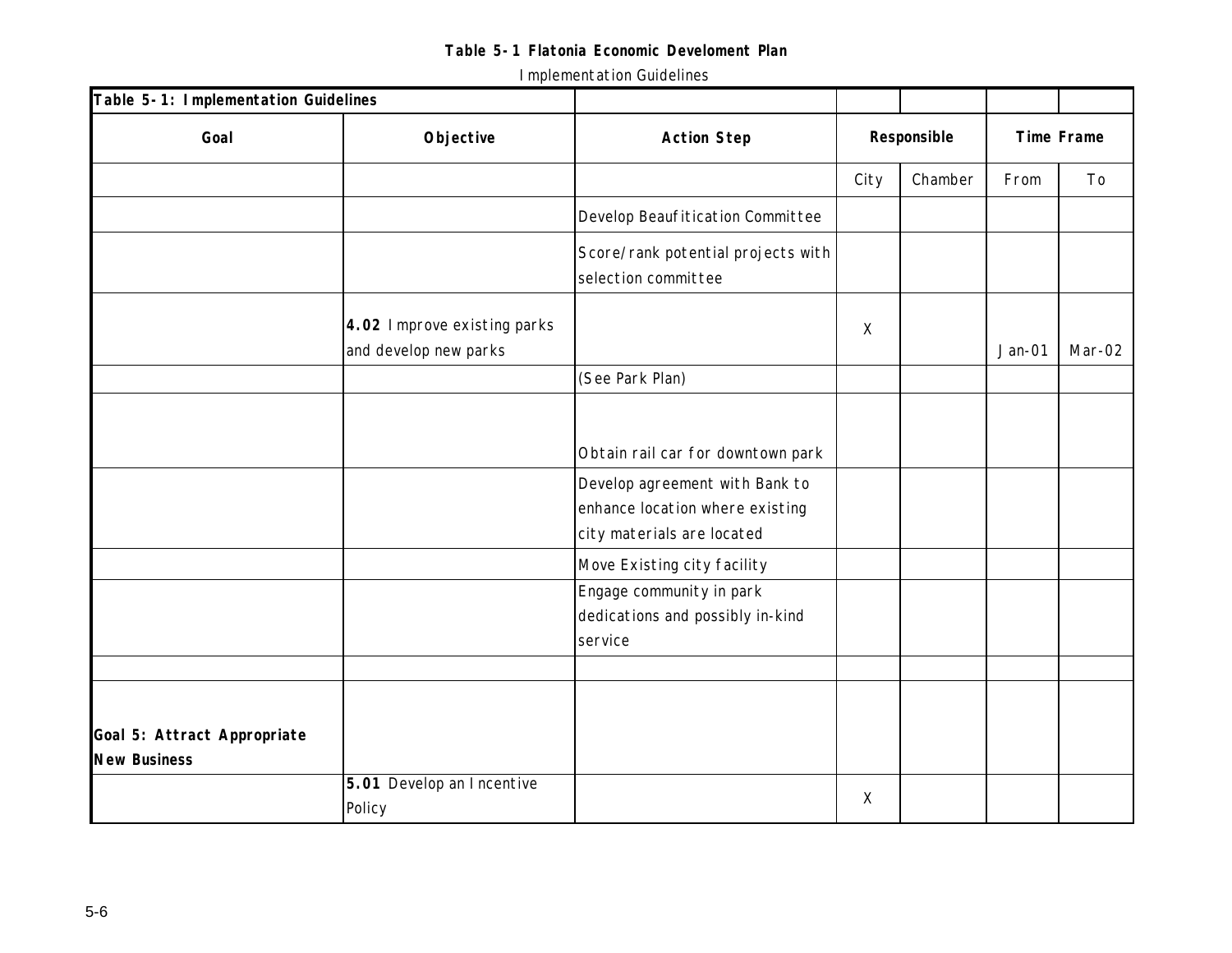**Table 5-1 Flatonia Economic Develoment Plan**

Implementation Guidelines

| **Table 5-1: Implementation Guidelines** | | | | | | |
|---|---|---|---|---|---|---|
| **Goal** | **Objective** | **Action Step** | **Responsible** | | **Time Frame** | |
| | | | City | Chamber | From | To |
| | | Develop Beaufitication Committee | | | | |
| | | Score/rank potential projects with selection committee | | | | |
| | **4.02** Improve existing parks and develop new parks | | X | | Jan-01 | Mar-02 |
| | | (See Park Plan) | | | | |
| | | Obtain rail car for downtown park | | | | |
| | | Develop agreement with Bank to enhance location where existing city materials are located | | | | |
| | | Move Existing city facility | | | | |
| | | Engage community in park dedications and possibly in-kind service | | | | |
| | | | | | | |
| **Goal 5: Attract Appropriate New Business** | | | | | | |
| | **5.01** Develop an Incentive Policy | | X | | | |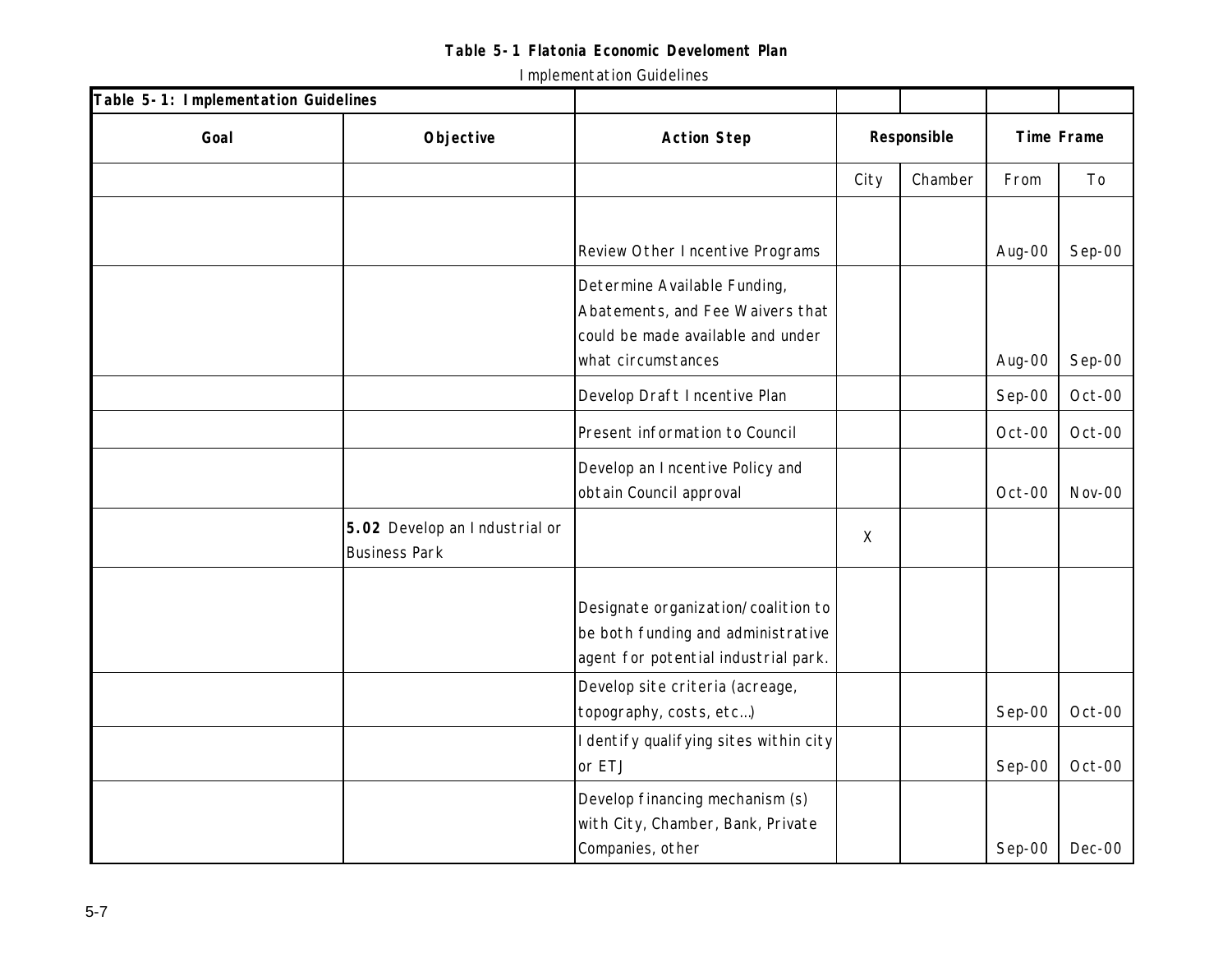**Table 5-1 Flatonia Economic Develoment Plan**

Implementation Guidelines

| **Table 5-1: Implementation Guidelines** | | | | | | |
|---|---|---|---|---|---|---|
| **Goal** | **Objective** | **Action Step** | **Responsible** | | **Time Frame** | |
| | | | City | Chamber | From | To |
| | | Review Other Incentive Programs | | | Aug-00 | Sep-00 |
| | | Determine Available Funding, Abatements, and Fee Waivers that could be made available and under what circumstances | | | Aug-00 | Sep-00 |
| | | Develop Draft Incentive Plan | | | Sep-00 | Oct-00 |
| | | Present information to Council | | | Oct-00 | Oct-00 |
| | | Develop an Incentive Policy and obtain Council approval | | | Oct-00 | Nov-00 |
| | **5.02** Develop an Industrial or Business Park | | X | | | |
| | | Designate organization/coalition to be both funding and administrative agent for potential industrial park. | | | | |
| | | Develop site criteria (acreage, topography, costs, etc...) | | | Sep-00 | Oct-00 |
| | | Identify qualifying sites within city or ETJ | | | Sep-00 | Oct-00 |
| | | Develop financing mechanism (s) with City, Chamber, Bank, Private Companies, other | | | Sep-00 | Dec-00 |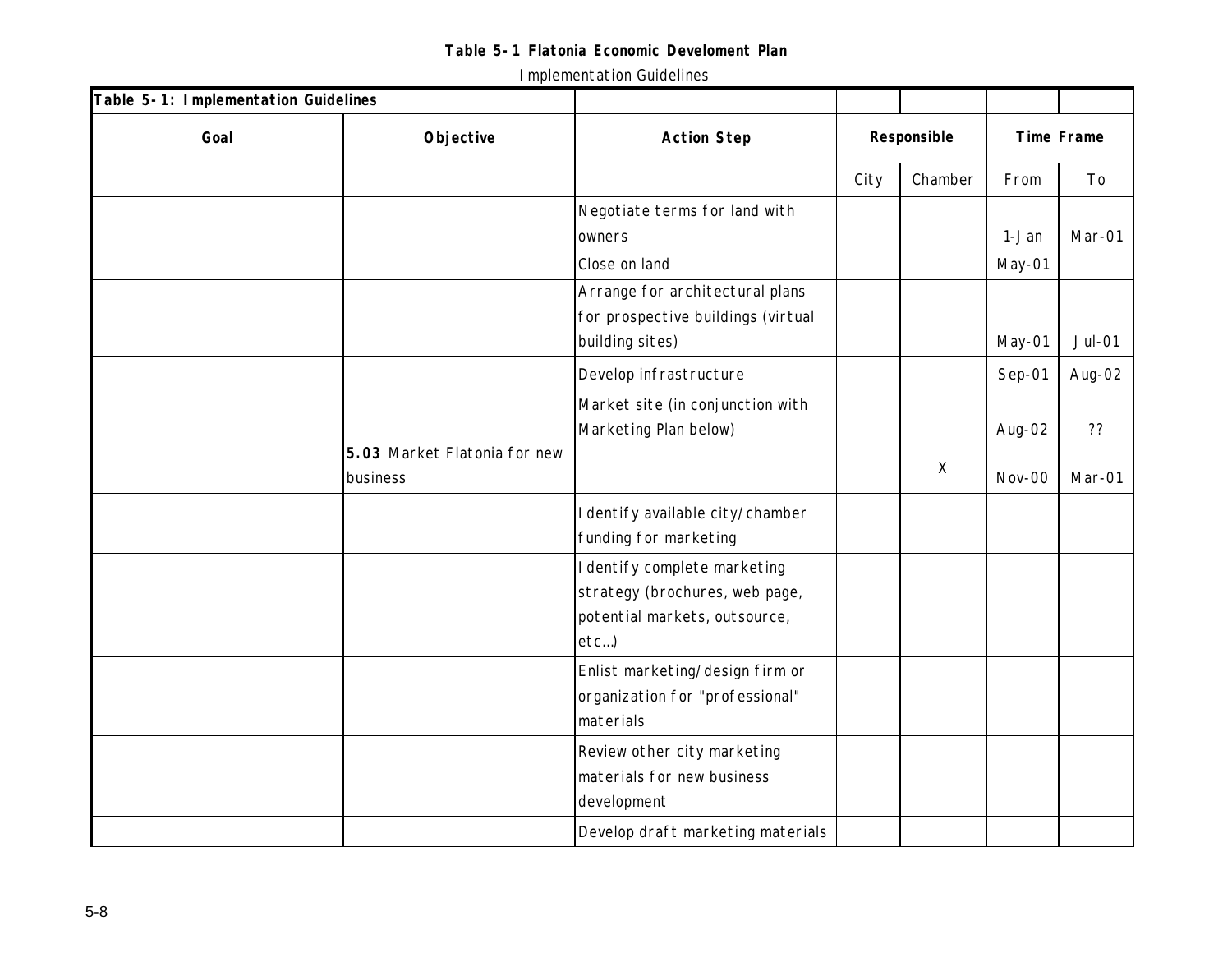**Table 5-1 Flatonia Economic Develoment Plan**

Implementation Guidelines

| Table 5-1: Implementation Guidelines | | | | | | |
|---|---|---|---|---|---|---|
| **Goal** | **Objective** | **Action Step** | **Responsible** | | **Time Frame** | |
| | | | City | Chamber | From | To |
| | | Negotiate terms for land with owners | | | 1-Jan | Mar-01 |
| | | Close on land | | | May-01 | |
| | | Arrange for architectural plans for prospective buildings (virtual building sites) | | | May-01 | Jul-01 |
| | | Develop infrastructure | | | Sep-01 | Aug-02 |
| | | Market site (in conjunction with Marketing Plan below) | | | Aug-02 | ?? |
| | **5.03** Market Flatonia for new business | | | X | Nov-00 | Mar-01 |
| | | Identify available city/chamber funding for marketing | | | | |
| | | Identify complete marketing strategy (brochures, web page, potential markets, outsource, etc...) | | | | |
| | | Enlist marketing/design firm or organization for "professional" materials | | | | |
| | | Review other city marketing materials for new business development | | | | |
| | | Develop draft marketing materials | | | | |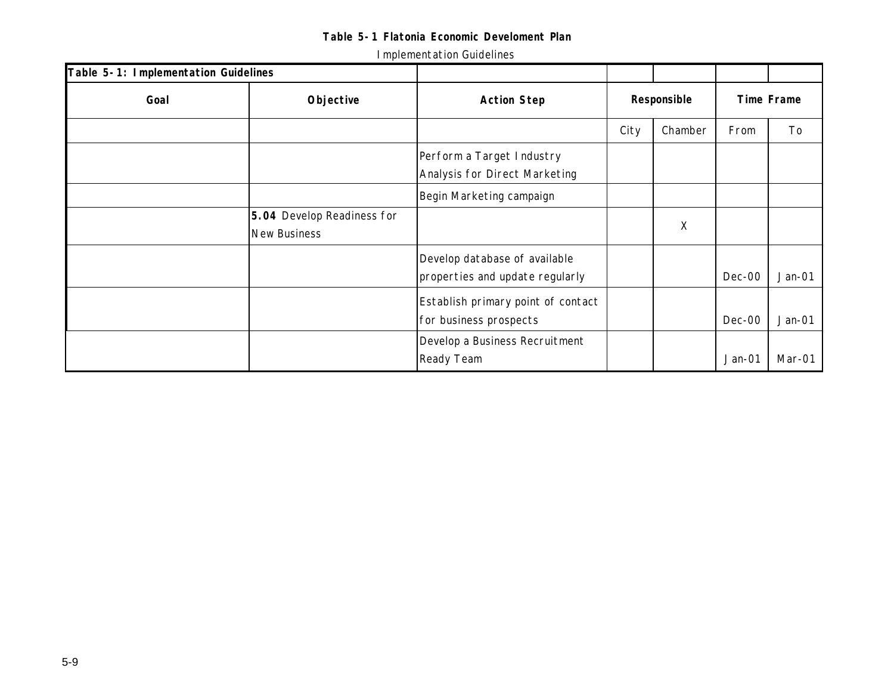**Table 5-1 Flatonia Economic Develoment Plan**

Implementation Guidelines

| Table 5-1: Implementation Guidelines | | | | | | |
|---|---|---|---|---|---|---|
| **Goal** | **Objective** | **Action Step** | **Responsible** | | **Time Frame** | |
| | | | City | Chamber | From | To |
| | | Perform a Target Industry Analysis for Direct Marketing | | | | |
| | | Begin Marketing campaign | | | | |
| | **5.04** Develop Readiness for New Business | | | X | | |
| | | Develop database of available properties and update regularly | | | Dec-00 | Jan-01 |
| | | Establish primary point of contact for business prospects | | | Dec-00 | Jan-01 |
| | | Develop a Business Recruitment Ready Team | | | Jan-01 | Mar-01 |